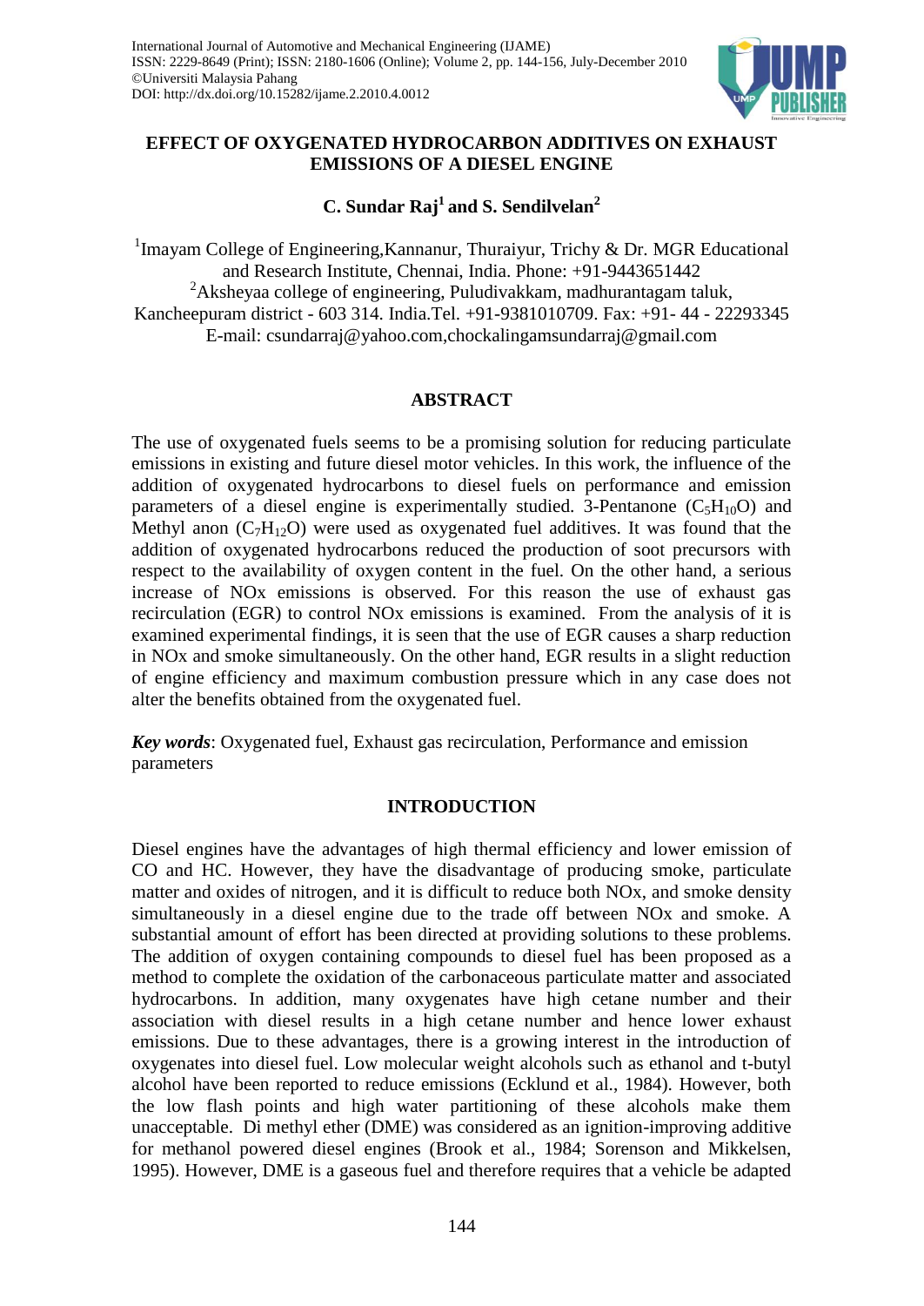International Journal of Automotive and Mechanical Engineering (IJAME)
ISSN: 2229-8649 (Print); ISSN: 2180-1606 (Online); Volume 2, pp. 144-156, July-December 2010
©Universiti Malaysia Pahang
DOI: http://dx.doi.org/10.15282/ijame.2.2010.4.0012

# EFFECT OF OXYGENATED HYDROCARBON ADDITIVES ON EXHAUST EMISSIONS OF A DIESEL ENGINE

**C. Sundar Raj[1] and S. Sendilvelan[2]**

[1]Imayam College of Engineering,Kannanur, Thuraiyur, Trichy & Dr. MGR Educational and Research Institute, Chennai, India. Phone: +91-9443651442
[2]Aksheyaa college of engineering, Puludivakkam, madhurantagam taluk, Kancheepuram district - 603 314. India.Tel. +91-9381010709. Fax: +91- 44 - 22293345
E-mail: csundarraj@yahoo.com,chockalingamsundarraj@gmail.com

## ABSTRACT

The use of oxygenated fuels seems to be a promising solution for reducing particulate emissions in existing and future diesel motor vehicles. In this work, the influence of the addition of oxygenated hydrocarbons to diesel fuels on performance and emission parameters of a diesel engine is experimentally studied. 3-Pentanone ($C_5H_{10}O$) and Methyl anon ($C_7H_{12}O$) were used as oxygenated fuel additives. It was found that the addition of oxygenated hydrocarbons reduced the production of soot precursors with respect to the availability of oxygen content in the fuel. On the other hand, a serious increase of NOx emissions is observed. For this reason the use of exhaust gas recirculation (EGR) to control NOx emissions is examined. From the analysis of it is examined experimental findings, it is seen that the use of EGR causes a sharp reduction in NOx and smoke simultaneously. On the other hand, EGR results in a slight reduction of engine efficiency and maximum combustion pressure which in any case does not alter the benefits obtained from the oxygenated fuel.

***Key words***: Oxygenated fuel, Exhaust gas recirculation, Performance and emission parameters

## INTRODUCTION

Diesel engines have the advantages of high thermal efficiency and lower emission of CO and HC. However, they have the disadvantage of producing smoke, particulate matter and oxides of nitrogen, and it is difficult to reduce both NOx, and smoke density simultaneously in a diesel engine due to the trade off between NOx and smoke. A substantial amount of effort has been directed at providing solutions to these problems. The addition of oxygen containing compounds to diesel fuel has been proposed as a method to complete the oxidation of the carbonaceous particulate matter and associated hydrocarbons. In addition, many oxygenates have high cetane number and their association with diesel results in a high cetane number and hence lower exhaust emissions. Due to these advantages, there is a growing interest in the introduction of oxygenates into diesel fuel. Low molecular weight alcohols such as ethanol and t-butyl alcohol have been reported to reduce emissions (Ecklund et al., 1984). However, both the low flash points and high water partitioning of these alcohols make them unacceptable. Di methyl ether (DME) was considered as an ignition-improving additive for methanol powered diesel engines (Brook et al., 1984; Sorenson and Mikkelsen, 1995). However, DME is a gaseous fuel and therefore requires that a vehicle be adapted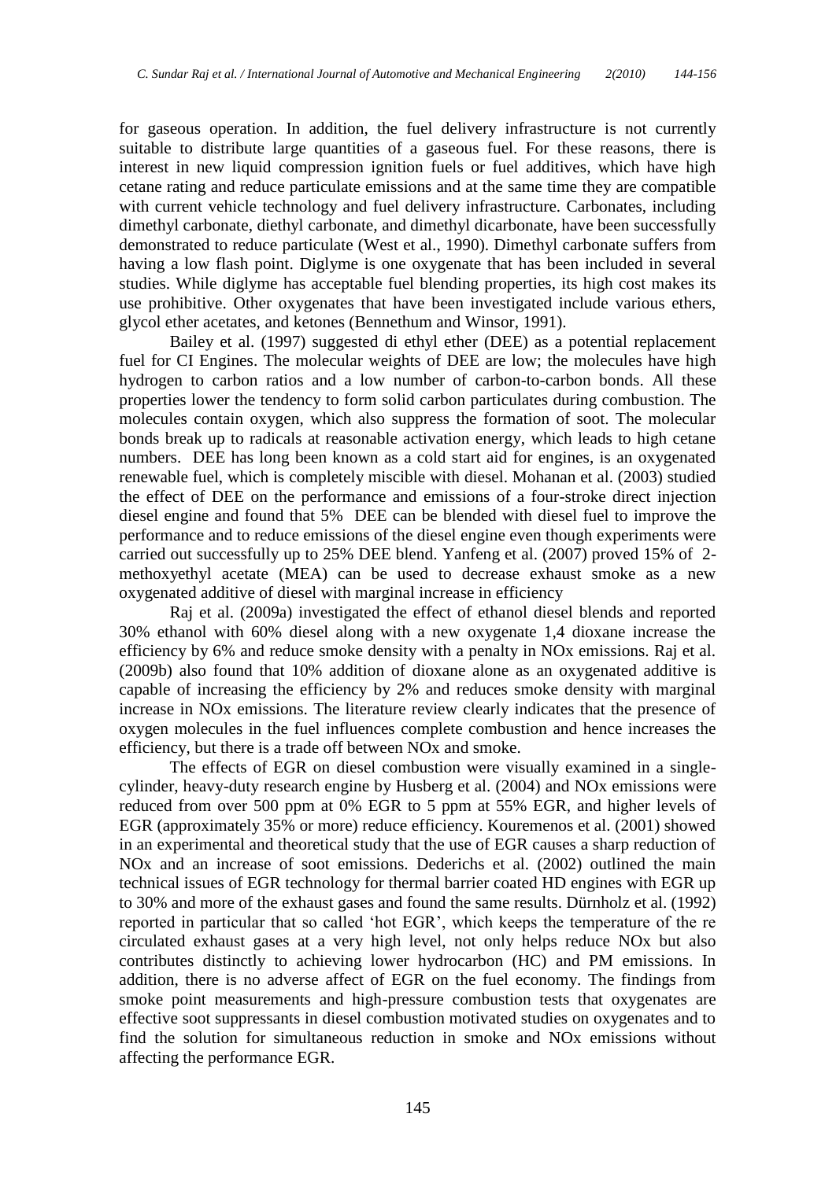for gaseous operation. In addition, the fuel delivery infrastructure is not currently suitable to distribute large quantities of a gaseous fuel. For these reasons, there is interest in new liquid compression ignition fuels or fuel additives, which have high cetane rating and reduce particulate emissions and at the same time they are compatible with current vehicle technology and fuel delivery infrastructure. Carbonates, including dimethyl carbonate, diethyl carbonate, and dimethyl dicarbonate, have been successfully demonstrated to reduce particulate (West et al., 1990). Dimethyl carbonate suffers from having a low flash point. Diglyme is one oxygenate that has been included in several studies. While diglyme has acceptable fuel blending properties, its high cost makes its use prohibitive. Other oxygenates that have been investigated include various ethers, glycol ether acetates, and ketones (Bennethum and Winsor, 1991).

Bailey et al. (1997) suggested di ethyl ether (DEE) as a potential replacement fuel for CI Engines. The molecular weights of DEE are low; the molecules have high hydrogen to carbon ratios and a low number of carbon-to-carbon bonds. All these properties lower the tendency to form solid carbon particulates during combustion. The molecules contain oxygen, which also suppress the formation of soot. The molecular bonds break up to radicals at reasonable activation energy, which leads to high cetane numbers. DEE has long been known as a cold start aid for engines, is an oxygenated renewable fuel, which is completely miscible with diesel. Mohanan et al. (2003) studied the effect of DEE on the performance and emissions of a four-stroke direct injection diesel engine and found that 5% DEE can be blended with diesel fuel to improve the performance and to reduce emissions of the diesel engine even though experiments were carried out successfully up to 25% DEE blend. Yanfeng et al. (2007) proved 15% of 2-methoxyethyl acetate (MEA) can be used to decrease exhaust smoke as a new oxygenated additive of diesel with marginal increase in efficiency

Raj et al. (2009a) investigated the effect of ethanol diesel blends and reported 30% ethanol with 60% diesel along with a new oxygenate 1,4 dioxane increase the efficiency by 6% and reduce smoke density with a penalty in NOx emissions. Raj et al. (2009b) also found that 10% addition of dioxane alone as an oxygenated additive is capable of increasing the efficiency by 2% and reduces smoke density with marginal increase in NOx emissions. The literature review clearly indicates that the presence of oxygen molecules in the fuel influences complete combustion and hence increases the efficiency, but there is a trade off between NOx and smoke.

The effects of EGR on diesel combustion were visually examined in a single-cylinder, heavy-duty research engine by Husberg et al. (2004) and NOx emissions were reduced from over 500 ppm at 0% EGR to 5 ppm at 55% EGR, and higher levels of EGR (approximately 35% or more) reduce efficiency. Kouremenos et al. (2001) showed in an experimental and theoretical study that the use of EGR causes a sharp reduction of NOx and an increase of soot emissions. Dederichs et al. (2002) outlined the main technical issues of EGR technology for thermal barrier coated HD engines with EGR up to 30% and more of the exhaust gases and found the same results. Dürnholz et al. (1992) reported in particular that so called 'hot EGR', which keeps the temperature of the re circulated exhaust gases at a very high level, not only helps reduce NOx but also contributes distinctly to achieving lower hydrocarbon (HC) and PM emissions. In addition, there is no adverse affect of EGR on the fuel economy. The findings from smoke point measurements and high-pressure combustion tests that oxygenates are effective soot suppressants in diesel combustion motivated studies on oxygenates and to find the solution for simultaneous reduction in smoke and NOx emissions without affecting the performance EGR.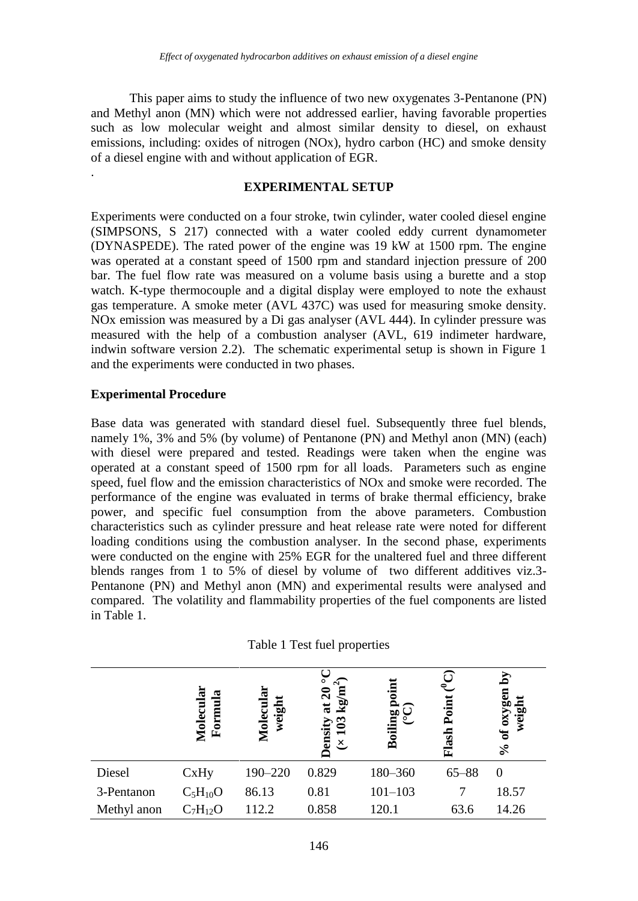This paper aims to study the influence of two new oxygenates 3-Pentanone (PN) and Methyl anon (MN) which were not addressed earlier, having favorable properties such as low molecular weight and almost similar density to diesel, on exhaust emissions, including: oxides of nitrogen (NOx), hydro carbon (HC) and smoke density of a diesel engine with and without application of EGR.

.

## EXPERIMENTAL SETUP

Experiments were conducted on a four stroke, twin cylinder, water cooled diesel engine (SIMPSONS, S 217) connected with a water cooled eddy current dynamometer (DYNASPEDE). The rated power of the engine was 19 kW at 1500 rpm. The engine was operated at a constant speed of 1500 rpm and standard injection pressure of 200 bar. The fuel flow rate was measured on a volume basis using a burette and a stop watch. K-type thermocouple and a digital display were employed to note the exhaust gas temperature. A smoke meter (AVL 437C) was used for measuring smoke density. NOx emission was measured by a Di gas analyser (AVL 444). In cylinder pressure was measured with the help of a combustion analyser (AVL, 619 indimeter hardware, indwin software version 2.2). The schematic experimental setup is shown in Figure 1 and the experiments were conducted in two phases.

### Experimental Procedure

Base data was generated with standard diesel fuel. Subsequently three fuel blends, namely 1%, 3% and 5% (by volume) of Pentanone (PN) and Methyl anon (MN) (each) with diesel were prepared and tested. Readings were taken when the engine was operated at a constant speed of 1500 rpm for all loads. Parameters such as engine speed, fuel flow and the emission characteristics of NOx and smoke were recorded. The performance of the engine was evaluated in terms of brake thermal efficiency, brake power, and specific fuel consumption from the above parameters. Combustion characteristics such as cylinder pressure and heat release rate were noted for different loading conditions using the combustion analyser. In the second phase, experiments were conducted on the engine with 25% EGR for the unaltered fuel and three different blends ranges from 1 to 5% of diesel by volume of two different additives viz.3-Pentanone (PN) and Methyl anon (MN) and experimental results were analysed and compared. The volatility and flammability properties of the fuel components are listed in Table 1.

Table 1 Test fuel properties

| | Molecular Formula | Molecular weight | Density at 20 °C (× 103 kg/m$^2$) | Boiling point (°C) | Flash Point ($^0$C) | % of oxygen by weight |
|---|---|---|---|---|---|---|
| Diesel | CxHy | 190–220 | 0.829 | 180–360 | 65–88 | 0 |
| 3-Pentanon | $C_5H_{10}O$ | 86.13 | 0.81 | 101–103 | 7 | 18.57 |
| Methyl anon | $C_7H_{12}O$ | 112.2 | 0.858 | 120.1 | 63.6 | 14.26 |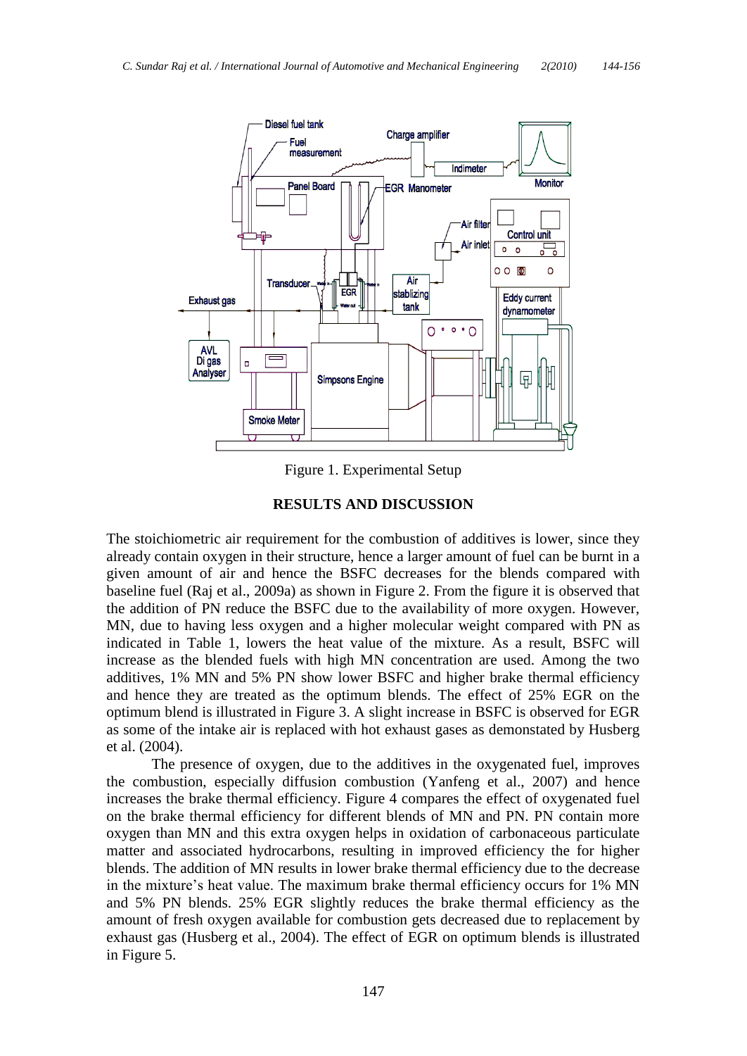Figure 1. Experimental Setup

## RESULTS AND DISCUSSION

The stoichiometric air requirement for the combustion of additives is lower, since they already contain oxygen in their structure, hence a larger amount of fuel can be burnt in a given amount of air and hence the BSFC decreases for the blends compared with baseline fuel (Raj et al., 2009a) as shown in Figure 2. From the figure it is observed that the addition of PN reduce the BSFC due to the availability of more oxygen. However, MN, due to having less oxygen and a higher molecular weight compared with PN as indicated in Table 1, lowers the heat value of the mixture. As a result, BSFC will increase as the blended fuels with high MN concentration are used. Among the two additives, 1% MN and 5% PN show lower BSFC and higher brake thermal efficiency and hence they are treated as the optimum blends. The effect of 25% EGR on the optimum blend is illustrated in Figure 3. A slight increase in BSFC is observed for EGR as some of the intake air is replaced with hot exhaust gases as demonstated by Husberg et al. (2004).

The presence of oxygen, due to the additives in the oxygenated fuel, improves the combustion, especially diffusion combustion (Yanfeng et al., 2007) and hence increases the brake thermal efficiency. Figure 4 compares the effect of oxygenated fuel on the brake thermal efficiency for different blends of MN and PN. PN contain more oxygen than MN and this extra oxygen helps in oxidation of carbonaceous particulate matter and associated hydrocarbons, resulting in improved efficiency the for higher blends. The addition of MN results in lower brake thermal efficiency due to the decrease in the mixture's heat value. The maximum brake thermal efficiency occurs for 1% MN and 5% PN blends. 25% EGR slightly reduces the brake thermal efficiency as the amount of fresh oxygen available for combustion gets decreased due to replacement by exhaust gas (Husberg et al., 2004). The effect of EGR on optimum blends is illustrated in Figure 5.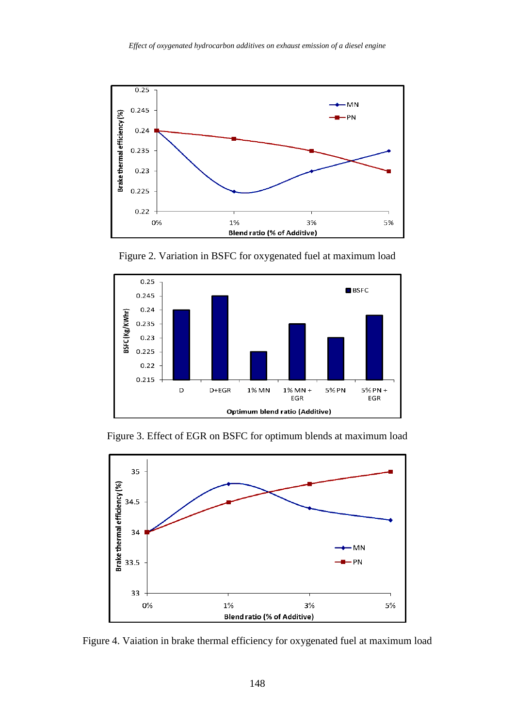Figure 2. Variation in BSFC for oxygenated fuel at maximum load

Figure 3. Effect of EGR on BSFC for optimum blends at maximum load

Figure 4. Vaiation in brake thermal efficiency for oxygenated fuel at maximum load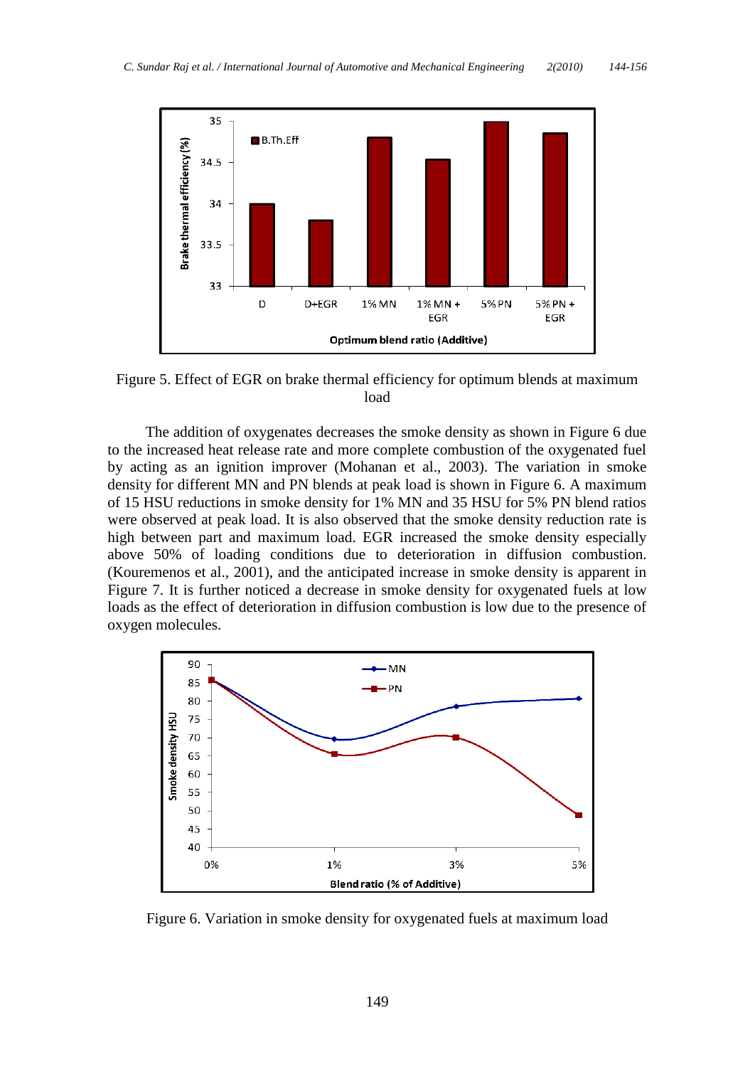Figure 5. Effect of EGR on brake thermal efficiency for optimum blends at maximum load

The addition of oxygenates decreases the smoke density as shown in Figure 6 due to the increased heat release rate and more complete combustion of the oxygenated fuel by acting as an ignition improver (Mohanan et al., 2003). The variation in smoke density for different MN and PN blends at peak load is shown in Figure 6. A maximum of 15 HSU reductions in smoke density for 1% MN and 35 HSU for 5% PN blend ratios were observed at peak load. It is also observed that the smoke density reduction rate is high between part and maximum load. EGR increased the smoke density especially above 50% of loading conditions due to deterioration in diffusion combustion. (Kouremenos et al., 2001), and the anticipated increase in smoke density is apparent in Figure 7. It is further noticed a decrease in smoke density for oxygenated fuels at low loads as the effect of deterioration in diffusion combustion is low due to the presence of oxygen molecules.

Figure 6. Variation in smoke density for oxygenated fuels at maximum load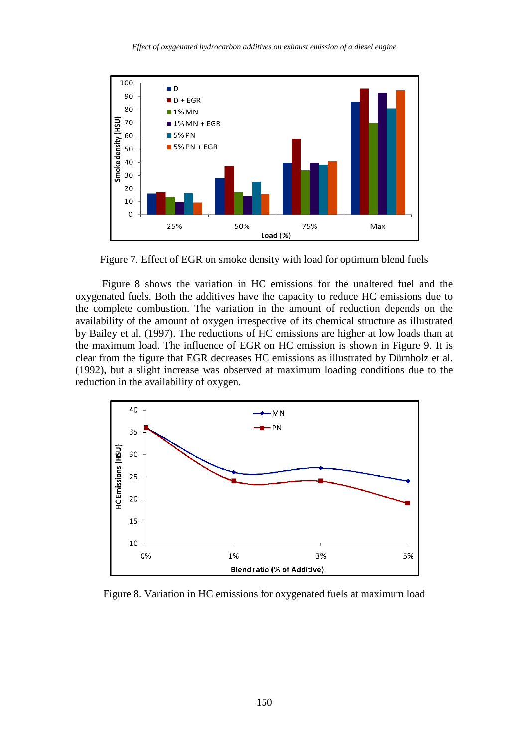Figure 7. Effect of EGR on smoke density with load for optimum blend fuels

Figure 8 shows the variation in HC emissions for the unaltered fuel and the oxygenated fuels. Both the additives have the capacity to reduce HC emissions due to the complete combustion. The variation in the amount of reduction depends on the availability of the amount of oxygen irrespective of its chemical structure as illustrated by Bailey et al. (1997). The reductions of HC emissions are higher at low loads than at the maximum load. The influence of EGR on HC emission is shown in Figure 9. It is clear from the figure that EGR decreases HC emissions as illustrated by Dürnholz et al. (1992), but a slight increase was observed at maximum loading conditions due to the reduction in the availability of oxygen.

Figure 8. Variation in HC emissions for oxygenated fuels at maximum load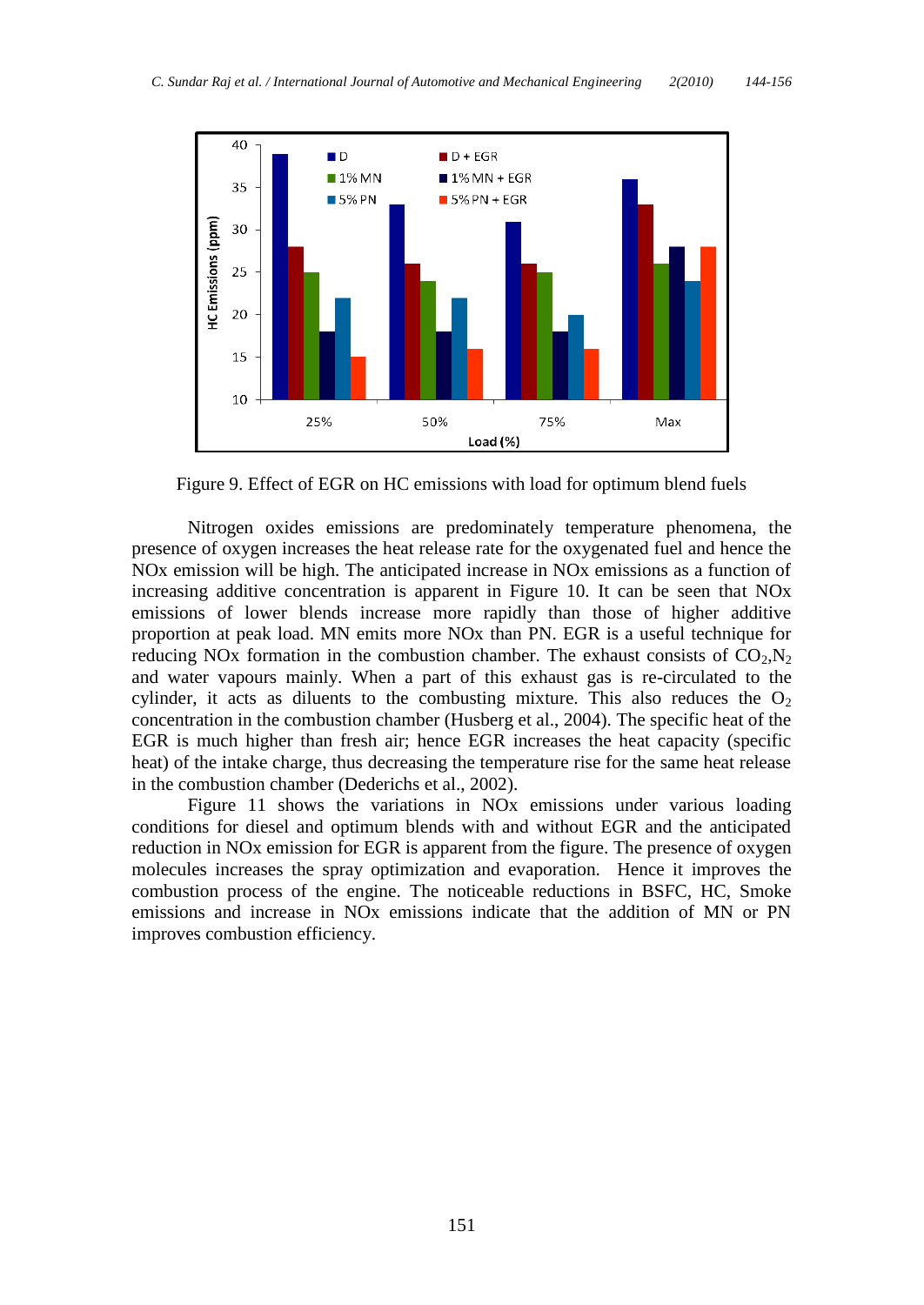Figure 9. Effect of EGR on HC emissions with load for optimum blend fuels

Nitrogen oxides emissions are predominately temperature phenomena, the presence of oxygen increases the heat release rate for the oxygenated fuel and hence the NOx emission will be high. The anticipated increase in NOx emissions as a function of increasing additive concentration is apparent in Figure 10. It can be seen that NOx emissions of lower blends increase more rapidly than those of higher additive proportion at peak load. MN emits more NOx than PN. EGR is a useful technique for reducing NOx formation in the combustion chamber. The exhaust consists of $CO_2$,$N_2$ and water vapours mainly. When a part of this exhaust gas is re-circulated to the cylinder, it acts as diluents to the combusting mixture. This also reduces the $O_2$ concentration in the combustion chamber (Husberg et al., 2004). The specific heat of the EGR is much higher than fresh air; hence EGR increases the heat capacity (specific heat) of the intake charge, thus decreasing the temperature rise for the same heat release in the combustion chamber (Dederichs et al., 2002).

Figure 11 shows the variations in NOx emissions under various loading conditions for diesel and optimum blends with and without EGR and the anticipated reduction in NOx emission for EGR is apparent from the figure. The presence of oxygen molecules increases the spray optimization and evaporation. Hence it improves the combustion process of the engine. The noticeable reductions in BSFC, HC, Smoke emissions and increase in NOx emissions indicate that the addition of MN or PN improves combustion efficiency.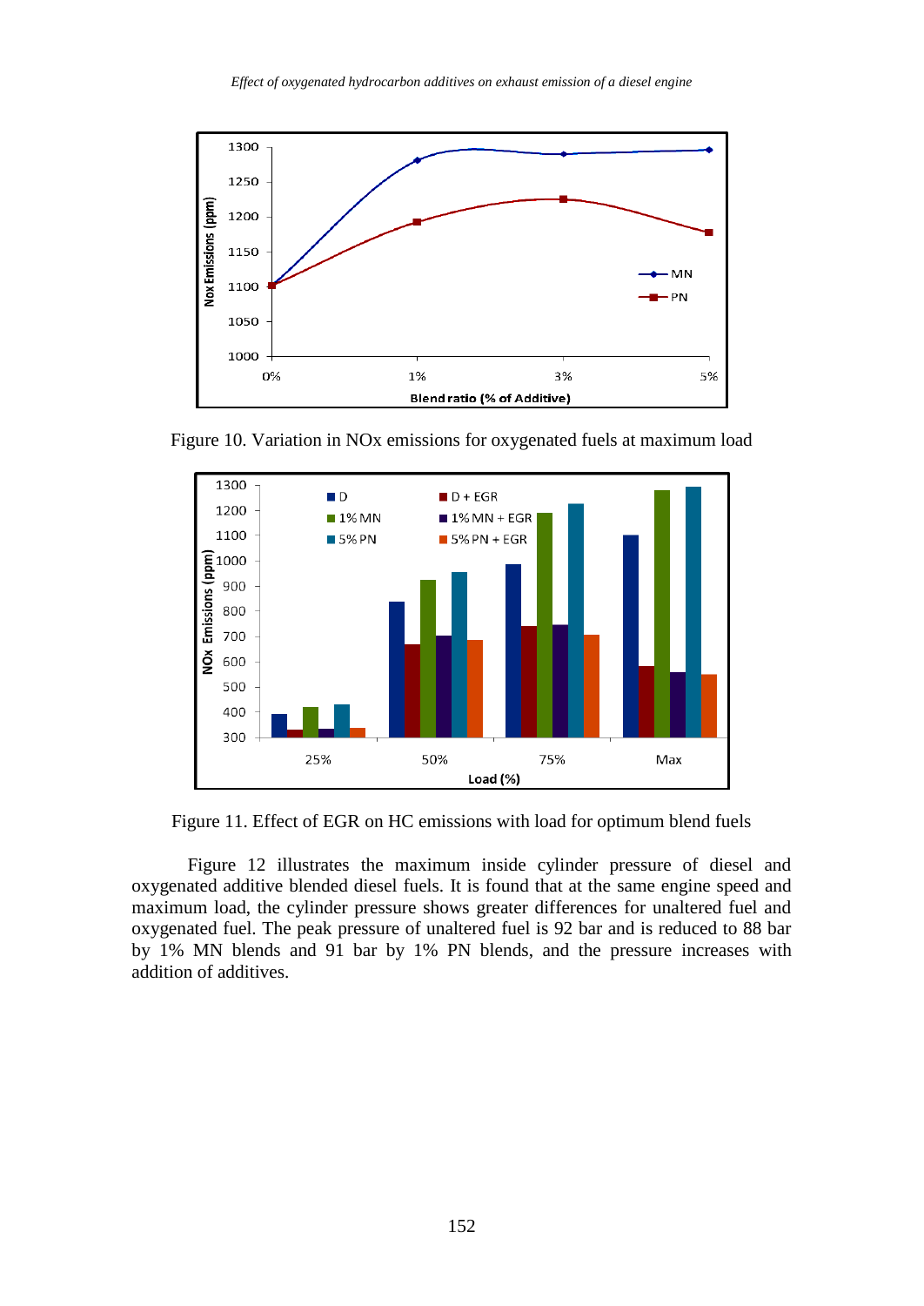Figure 10. Variation in NOx emissions for oxygenated fuels at maximum load

Figure 11. Effect of EGR on HC emissions with load for optimum blend fuels

Figure 12 illustrates the maximum inside cylinder pressure of diesel and oxygenated additive blended diesel fuels. It is found that at the same engine speed and maximum load, the cylinder pressure shows greater differences for unaltered fuel and oxygenated fuel. The peak pressure of unaltered fuel is 92 bar and is reduced to 88 bar by 1% MN blends and 91 bar by 1% PN blends, and the pressure increases with addition of additives.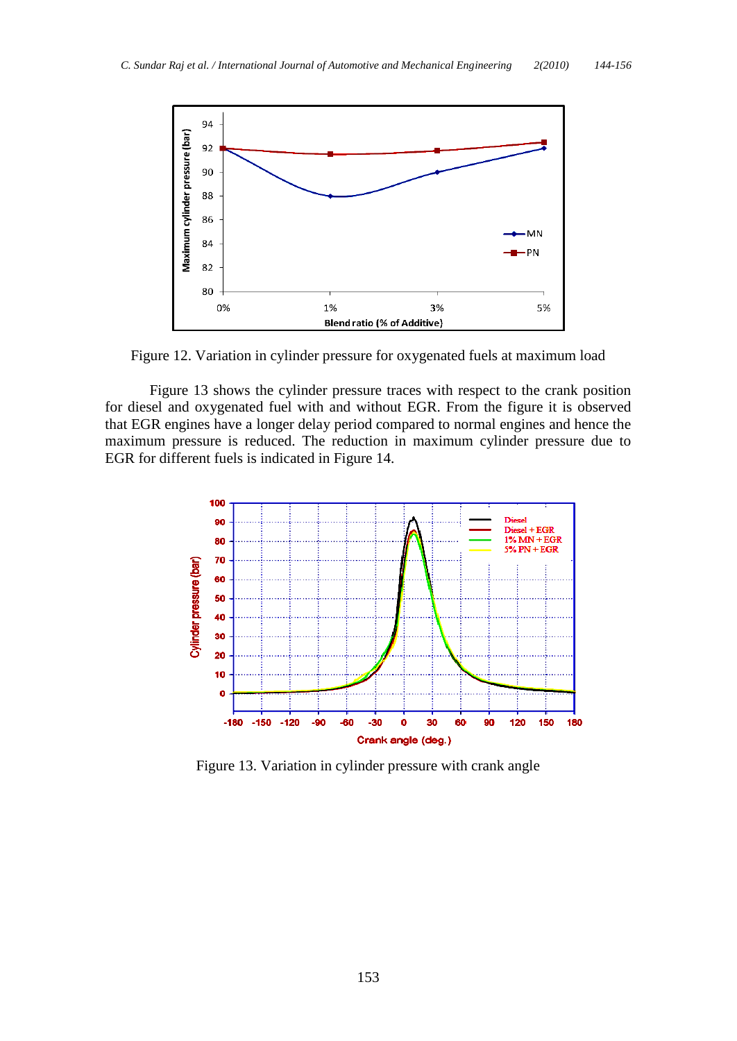Figure 12. Variation in cylinder pressure for oxygenated fuels at maximum load

Figure 13 shows the cylinder pressure traces with respect to the crank position for diesel and oxygenated fuel with and without EGR. From the figure it is observed that EGR engines have a longer delay period compared to normal engines and hence the maximum pressure is reduced. The reduction in maximum cylinder pressure due to EGR for different fuels is indicated in Figure 14.

Figure 13. Variation in cylinder pressure with crank angle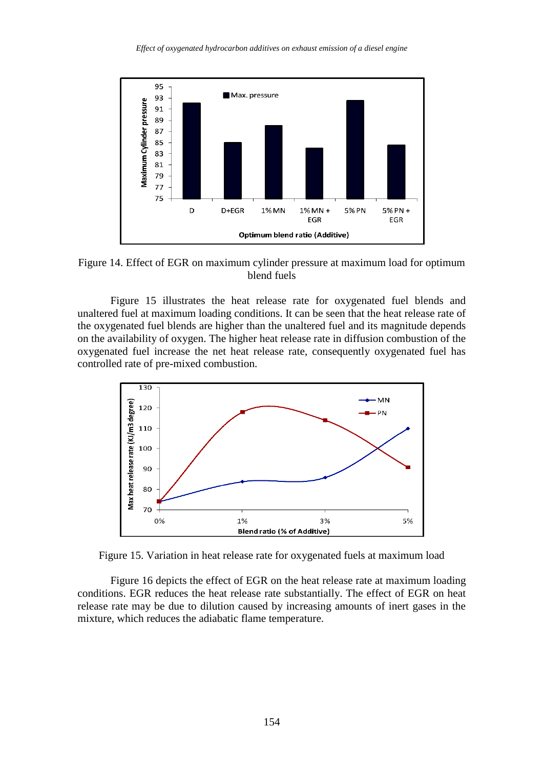Figure 14. Effect of EGR on maximum cylinder pressure at maximum load for optimum blend fuels

Figure 15 illustrates the heat release rate for oxygenated fuel blends and unaltered fuel at maximum loading conditions. It can be seen that the heat release rate of the oxygenated fuel blends are higher than the unaltered fuel and its magnitude depends on the availability of oxygen. The higher heat release rate in diffusion combustion of the oxygenated fuel increase the net heat release rate, consequently oxygenated fuel has controlled rate of pre-mixed combustion.

Figure 15. Variation in heat release rate for oxygenated fuels at maximum load

Figure 16 depicts the effect of EGR on the heat release rate at maximum loading conditions. EGR reduces the heat release rate substantially. The effect of EGR on heat release rate may be due to dilution caused by increasing amounts of inert gases in the mixture, which reduces the adiabatic flame temperature.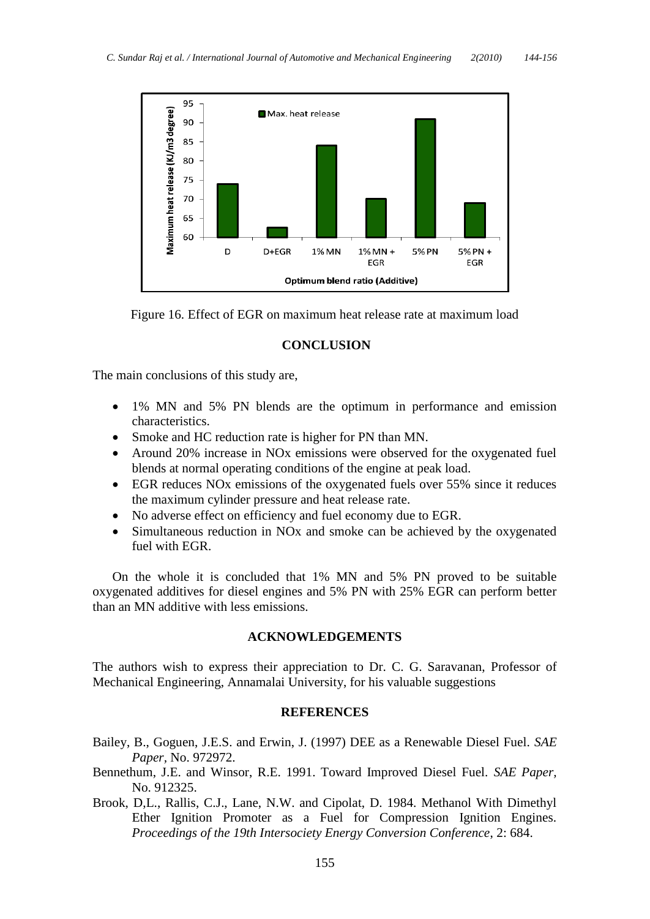Figure 16. Effect of EGR on maximum heat release rate at maximum load

## CONCLUSION

The main conclusions of this study are,

- 1% MN and 5% PN blends are the optimum in performance and emission characteristics.
- Smoke and HC reduction rate is higher for PN than MN.
- Around 20% increase in NOx emissions were observed for the oxygenated fuel blends at normal operating conditions of the engine at peak load.
- EGR reduces NOx emissions of the oxygenated fuels over 55% since it reduces the maximum cylinder pressure and heat release rate.
- No adverse effect on efficiency and fuel economy due to EGR.
- Simultaneous reduction in NOx and smoke can be achieved by the oxygenated fuel with EGR.

On the whole it is concluded that 1% MN and 5% PN proved to be suitable oxygenated additives for diesel engines and 5% PN with 25% EGR can perform better than an MN additive with less emissions.

## ACKNOWLEDGEMENTS

The authors wish to express their appreciation to Dr. C. G. Saravanan, Professor of Mechanical Engineering, Annamalai University, for his valuable suggestions

## REFERENCES

Bailey, B., Goguen, J.E.S. and Erwin, J. (1997) DEE as a Renewable Diesel Fuel. *SAE Paper*, No. 972972.

Bennethum, J.E. and Winsor, R.E. 1991. Toward Improved Diesel Fuel. *SAE Paper*, No. 912325.

Brook, D,L., Rallis, C.J., Lane, N.W. and Cipolat, D. 1984. Methanol With Dimethyl Ether Ignition Promoter as a Fuel for Compression Ignition Engines. *Proceedings of the 19th Intersociety Energy Conversion Conference*, 2: 684.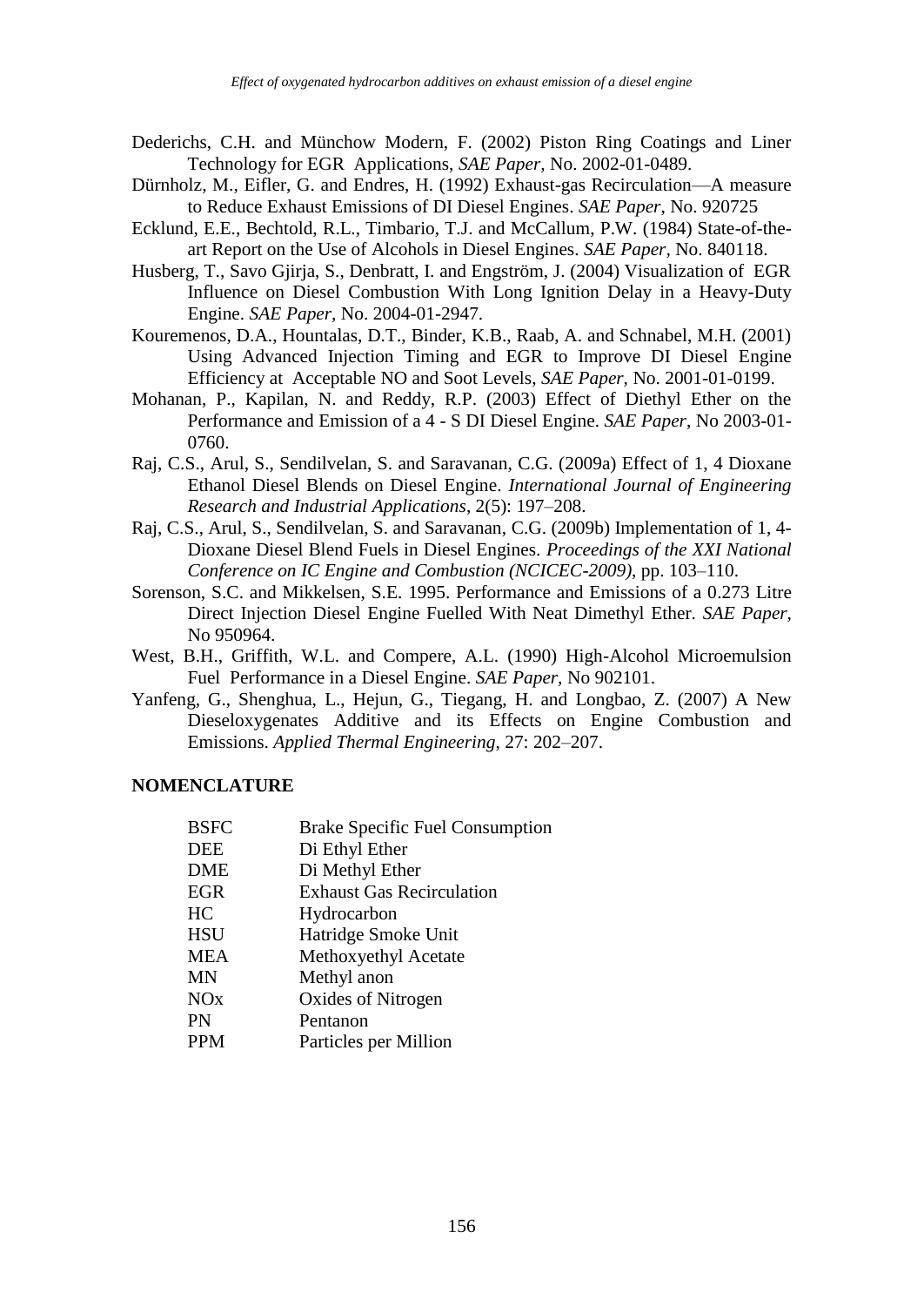Dederichs, C.H. and Münchow Modern, F. (2002) Piston Ring Coatings and Liner Technology for EGR Applications, *SAE Paper*, No. 2002-01-0489.

Dürnholz, M., Eifler, G. and Endres, H. (1992) Exhaust-gas Recirculation—A measure to Reduce Exhaust Emissions of DI Diesel Engines. *SAE Paper*, No. 920725

Ecklund, E.E., Bechtold, R.L., Timbario, T.J. and McCallum, P.W. (1984) State-of-the-art Report on the Use of Alcohols in Diesel Engines. *SAE Paper*, No. 840118.

Husberg, T., Savo Gjirja, S., Denbratt, I. and Engström, J. (2004) Visualization of EGR Influence on Diesel Combustion With Long Ignition Delay in a Heavy-Duty Engine. *SAE Paper*, No. 2004-01-2947.

Kouremenos, D.A., Hountalas, D.T., Binder, K.B., Raab, A. and Schnabel, M.H. (2001) Using Advanced Injection Timing and EGR to Improve DI Diesel Engine Efficiency at Acceptable NO and Soot Levels, *SAE Paper*, No. 2001-01-0199.

Mohanan, P., Kapilan, N. and Reddy, R.P. (2003) Effect of Diethyl Ether on the Performance and Emission of a 4 - S DI Diesel Engine. *SAE Paper*, No 2003-01-0760.

Raj, C.S., Arul, S., Sendilvelan, S. and Saravanan, C.G. (2009a) Effect of 1, 4 Dioxane Ethanol Diesel Blends on Diesel Engine. *International Journal of Engineering Research and Industrial Applications*, 2(5): 197–208.

Raj, C.S., Arul, S., Sendilvelan, S. and Saravanan, C.G. (2009b) Implementation of 1, 4-Dioxane Diesel Blend Fuels in Diesel Engines. *Proceedings of the XXI National Conference on IC Engine and Combustion (NCICEC-2009)*, pp. 103–110.

Sorenson, S.C. and Mikkelsen, S.E. 1995. Performance and Emissions of a 0.273 Litre Direct Injection Diesel Engine Fuelled With Neat Dimethyl Ether. *SAE Paper*, No 950964.

West, B.H., Griffith, W.L. and Compere, A.L. (1990) High-Alcohol Microemulsion Fuel Performance in a Diesel Engine. *SAE Paper*, No 902101.

Yanfeng, G., Shenghua, L., Hejun, G., Tiegang, H. and Longbao, Z. (2007) A New Dieseloxygenates Additive and its Effects on Engine Combustion and Emissions. *Applied Thermal Engineering*, 27: 202–207.

## NOMENCLATURE

| | |
|---|---|
| BSFC | Brake Specific Fuel Consumption |
| DEE | Di Ethyl Ether |
| DME | Di Methyl Ether |
| EGR | Exhaust Gas Recirculation |
| HC | Hydrocarbon |
| HSU | Hatridge Smoke Unit |
| MEA | Methoxyethyl Acetate |
| MN | Methyl anon |
| NOx | Oxides of Nitrogen |
| PN | Pentanon |
| PPM | Particles per Million |